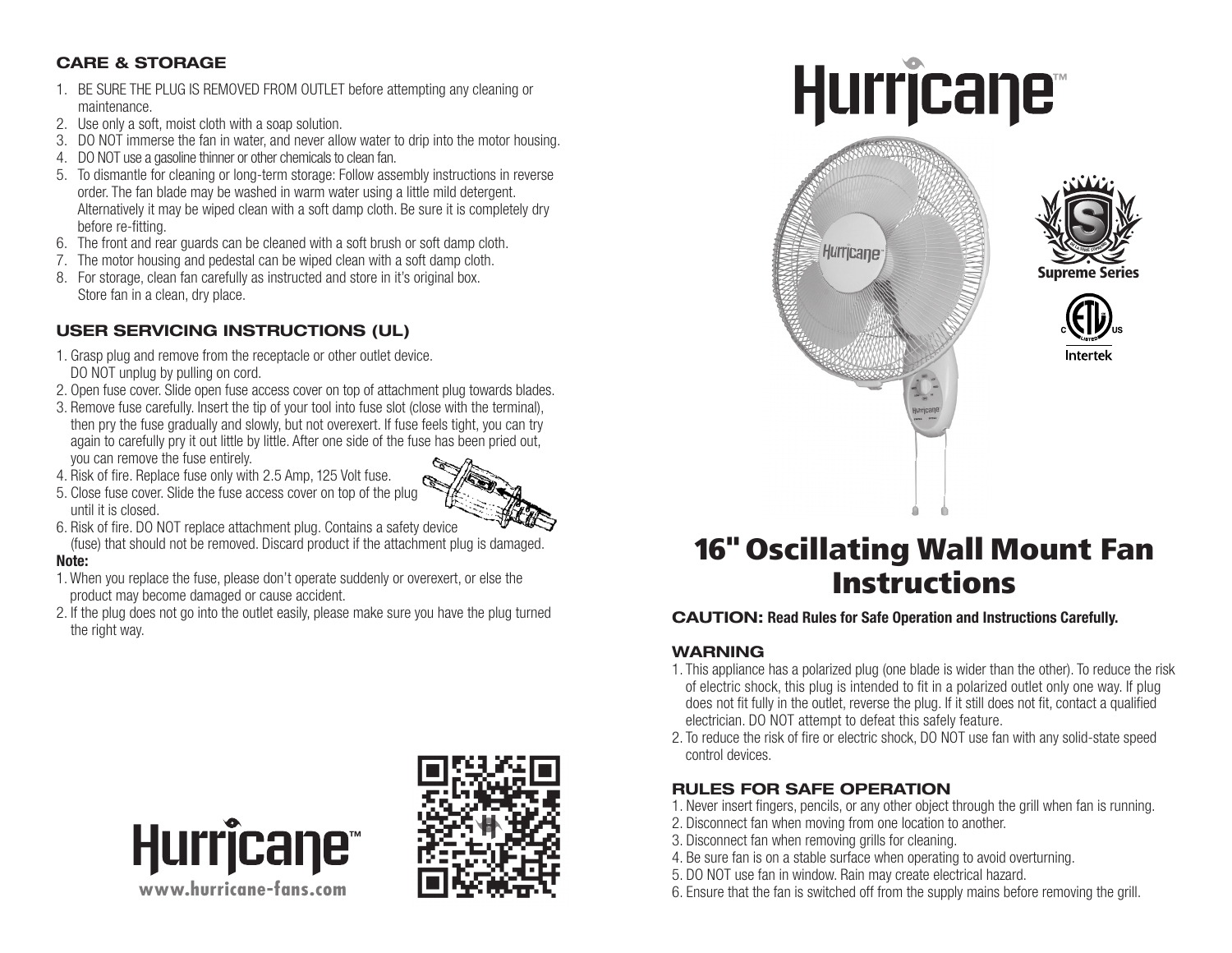# Hurricane™

## 16" Oscillating Wall Mount Fan Instructions

Supreme Series

Intertek

**CAUTION: Read Rules for Safe Operation and Instructions Carefully.**

### WARNING

1. This appliance has a polarized plug (one blade is wider than the other). To reduce the risk of electric shock, this plug is intended to fit in a polarized outlet only one way. If plug does not fit fully in the outlet, reverse the plug. If it still does not fit, contact a qualified electrician. DO NOT attempt to defeat this safely feature.
2. To reduce the risk of fire or electric shock, DO NOT use fan with any solid-state speed control devices.

### RULES FOR SAFE OPERATION

1. Never insert fingers, pencils, or any other object through the grill when fan is running.
2. Disconnect fan when moving from one location to another.
3. Disconnect fan when removing grills for cleaning.
4. Be sure fan is on a stable surface when operating to avoid overturning.
5. DO NOT use fan in window. Rain may create electrical hazard.
6. Ensure that the fan is switched off from the supply mains before removing the grill.

### CARE & STORAGE

1. BE SURE THE PLUG IS REMOVED FROM OUTLET before attempting any cleaning or maintenance.
2. Use only a soft, moist cloth with a soap solution.
3. DO NOT immerse the fan in water, and never allow water to drip into the motor housing.
4. DO NOT use a gasoline thinner or other chemicals to clean fan.
5. To dismantle for cleaning or long-term storage: Follow assembly instructions in reverse order. The fan blade may be washed in warm water using a little mild detergent. Alternatively it may be wiped clean with a soft damp cloth. Be sure it is completely dry before re-fitting.
6. The front and rear guards can be cleaned with a soft brush or soft damp cloth.
7. The motor housing and pedestal can be wiped clean with a soft damp cloth.
8. For storage, clean fan carefully as instructed and store in it's original box. Store fan in a clean, dry place.

### USER SERVICING INSTRUCTIONS (UL)

1. Grasp plug and remove from the receptacle or other outlet device. DO NOT unplug by pulling on cord.
2. Open fuse cover. Slide open fuse access cover on top of attachment plug towards blades.
3. Remove fuse carefully. Insert the tip of your tool into fuse slot (close with the terminal), then pry the fuse gradually and slowly, but not overexert. If fuse feels tight, you can try again to carefully pry it out little by little. After one side of the fuse has been pried out, you can remove the fuse entirely.
4. Risk of fire. Replace fuse only with 2.5 Amp, 125 Volt fuse.
5. Close fuse cover. Slide the fuse access cover on top of the plug until it is closed.
6. Risk of fire. DO NOT replace attachment plug. Contains a safety device (fuse) that should not be removed. Discard product if the attachment plug is damaged.

**Note:**

1. When you replace the fuse, please don't operate suddenly or overexert, or else the product may become damaged or cause accident.
2. If the plug does not go into the outlet easily, please make sure you have the plug turned the right way.

Hurricane™

www.hurricane-fans.com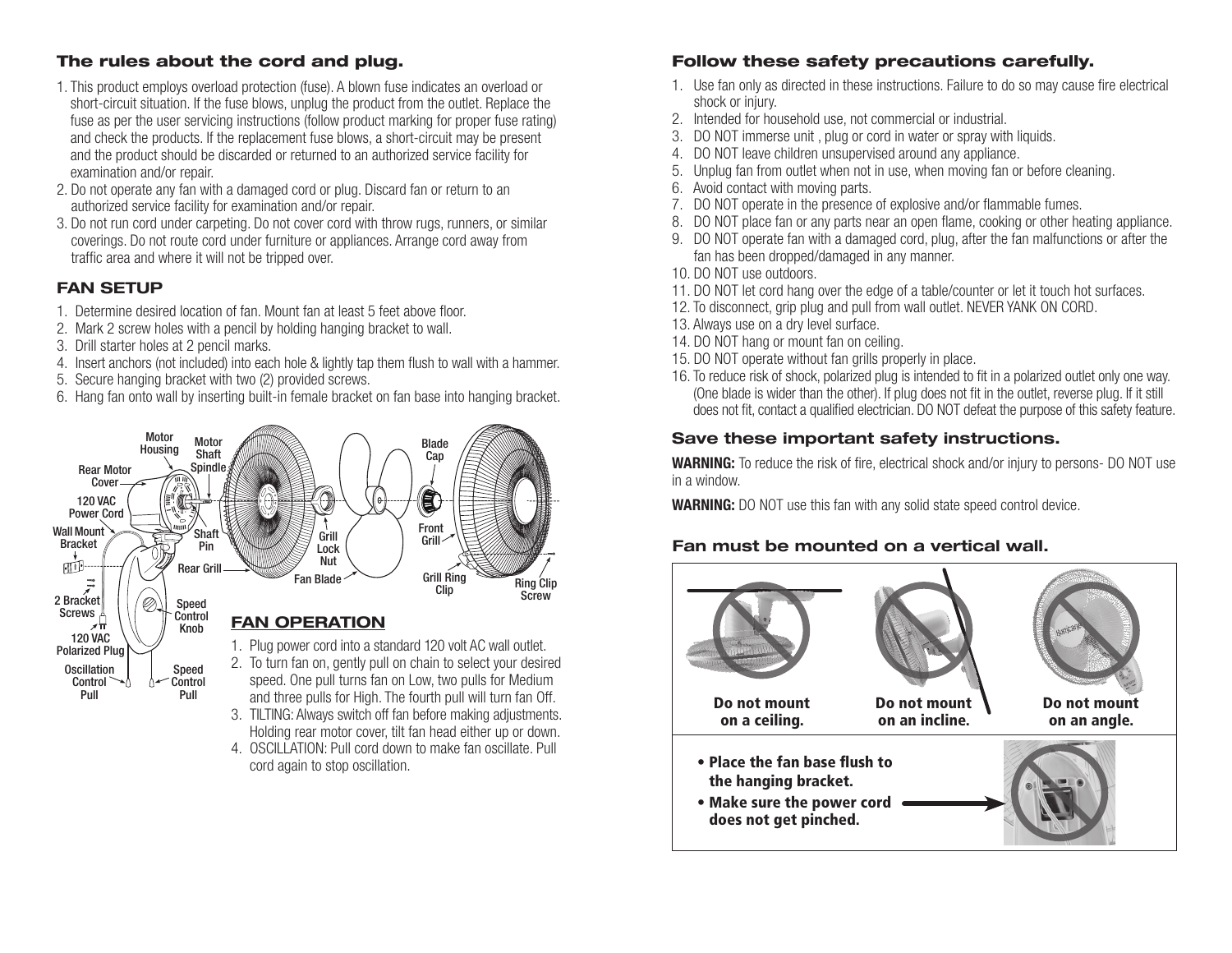## The rules about the cord and plug.

1. This product employs overload protection (fuse). A blown fuse indicates an overload or short-circuit situation. If the fuse blows, unplug the product from the outlet. Replace the fuse as per the user servicing instructions (follow product marking for proper fuse rating) and check the products. If the replacement fuse blows, a short-circuit may be present and the product should be discarded or returned to an authorized service facility for examination and/or repair.
2. Do not operate any fan with a damaged cord or plug. Discard fan or return to an authorized service facility for examination and/or repair.
3. Do not run cord under carpeting. Do not cover cord with throw rugs, runners, or similar coverings. Do not route cord under furniture or appliances. Arrange cord away from traffic area and where it will not be tripped over.

## FAN SETUP

1. Determine desired location of fan. Mount fan at least 5 feet above floor.
2. Mark 2 screw holes with a pencil by holding hanging bracket to wall.
3. Drill starter holes at 2 pencil marks.
4. Insert anchors (not included) into each hole & lightly tap them flush to wall with a hammer.
5. Secure hanging bracket with two (2) provided screws.
6. Hang fan onto wall by inserting built-in female bracket on fan base into hanging bracket.

Motor Housing
Motor Shaft Spindle
Rear Motor Cover
120 VAC Power Cord
Wall Mount Bracket
Shaft Pin
Rear Grill
2 Bracket Screws
Speed Control Knob
120 VAC Polarized Plug
Oscillation Control Pull
Speed Control Pull
Grill Lock Nut
Fan Blade
Blade Cap
Front Grill
Grill Ring Clip
Ring Clip Screw

## FAN OPERATION

1. Plug power cord into a standard 120 volt AC wall outlet.
2. To turn fan on, gently pull on chain to select your desired speed. One pull turns fan on Low, two pulls for Medium and three pulls for High. The fourth pull will turn fan Off.
3. TILTING: Always switch off fan before making adjustments. Holding rear motor cover, tilt fan head either up or down.
4. OSCILLATION: Pull cord down to make fan oscillate. Pull cord again to stop oscillation.

## Follow these safety precautions carefully.

1. Use fan only as directed in these instructions. Failure to do so may cause fire electrical shock or injury.
2. Intended for household use, not commercial or industrial.
3. DO NOT immerse unit , plug or cord in water or spray with liquids.
4. DO NOT leave children unsupervised around any appliance.
5. Unplug fan from outlet when not in use, when moving fan or before cleaning.
6. Avoid contact with moving parts.
7. DO NOT operate in the presence of explosive and/or flammable fumes.
8. DO NOT place fan or any parts near an open flame, cooking or other heating appliance.
9. DO NOT operate fan with a damaged cord, plug, after the fan malfunctions or after the fan has been dropped/damaged in any manner.
10. DO NOT use outdoors.
11. DO NOT let cord hang over the edge of a table/counter or let it touch hot surfaces.
12. To disconnect, grip plug and pull from wall outlet. NEVER YANK ON CORD.
13. Always use on a dry level surface.
14. DO NOT hang or mount fan on ceiling.
15. DO NOT operate without fan grills properly in place.
16. To reduce risk of shock, polarized plug is intended to fit in a polarized outlet only one way. (One blade is wider than the other). If plug does not fit in the outlet, reverse plug. If it still does not fit, contact a qualified electrician. DO NOT defeat the purpose of this safety feature.

## Save these important safety instructions.

**WARNING:** To reduce the risk of fire, electrical shock and/or injury to persons- DO NOT use in a window.

**WARNING:** DO NOT use this fan with any solid state speed control device.

## Fan must be mounted on a vertical wall.

**Do not mount on a ceiling.**

**Do not mount on an incline.**

**Do not mount on an angle.**

- **Place the fan base flush to the hanging bracket.**
- **Make sure the power cord does not get pinched.**